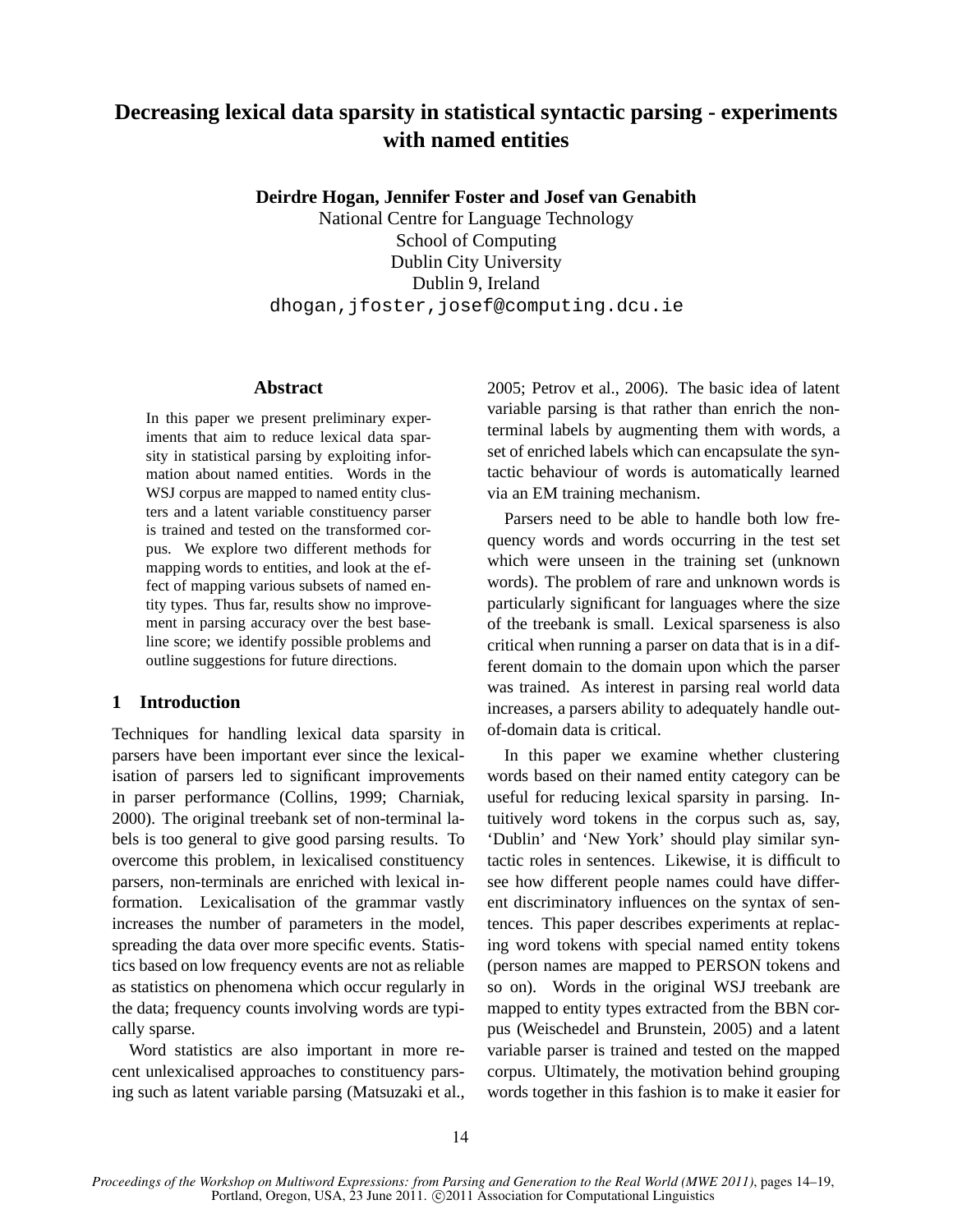# Decreasing lexical data sparsity in statistical syntactic parsing - experiments with named entities

**Deirdre Hogan, Jennifer Foster and Josef van Genabith**
National Centre for Language Technology
School of Computing
Dublin City University
Dublin 9, Ireland
dhogan,jfoster,josef@computing.dcu.ie

## Abstract

In this paper we present preliminary experiments that aim to reduce lexical data sparsity in statistical parsing by exploiting information about named entities. Words in the WSJ corpus are mapped to named entity clusters and a latent variable constituency parser is trained and tested on the transformed corpus. We explore two different methods for mapping words to entities, and look at the effect of mapping various subsets of named entity types. Thus far, results show no improvement in parsing accuracy over the best baseline score; we identify possible problems and outline suggestions for future directions.

## 1 Introduction

Techniques for handling lexical data sparsity in parsers have been important ever since the lexicalisation of parsers led to significant improvements in parser performance (Collins, 1999; Charniak, 2000). The original treebank set of non-terminal labels is too general to give good parsing results. To overcome this problem, in lexicalised constituency parsers, non-terminals are enriched with lexical information. Lexicalisation of the grammar vastly increases the number of parameters in the model, spreading the data over more specific events. Statistics based on low frequency events are not as reliable as statistics on phenomena which occur regularly in the data; frequency counts involving words are typically sparse.

Word statistics are also important in more recent unlexicalised approaches to constituency parsing such as latent variable parsing (Matsuzaki et al., 2005; Petrov et al., 2006). The basic idea of latent variable parsing is that rather than enrich the non-terminal labels by augmenting them with words, a set of enriched labels which can encapsulate the syntactic behaviour of words is automatically learned via an EM training mechanism.

Parsers need to be able to handle both low frequency words and words occurring in the test set which were unseen in the training set (unknown words). The problem of rare and unknown words is particularly significant for languages where the size of the treebank is small. Lexical sparseness is also critical when running a parser on data that is in a different domain to the domain upon which the parser was trained. As interest in parsing real world data increases, a parsers ability to adequately handle out-of-domain data is critical.

In this paper we examine whether clustering words based on their named entity category can be useful for reducing lexical sparsity in parsing. Intuitively word tokens in the corpus such as, say, 'Dublin' and 'New York' should play similar syntactic roles in sentences. Likewise, it is difficult to see how different people names could have different discriminatory influences on the syntax of sentences. This paper describes experiments at replacing word tokens with special named entity tokens (person names are mapped to PERSON tokens and so on). Words in the original WSJ treebank are mapped to entity types extracted from the BBN corpus (Weischedel and Brunstein, 2005) and a latent variable parser is trained and tested on the mapped corpus. Ultimately, the motivation behind grouping words together in this fashion is to make it easier for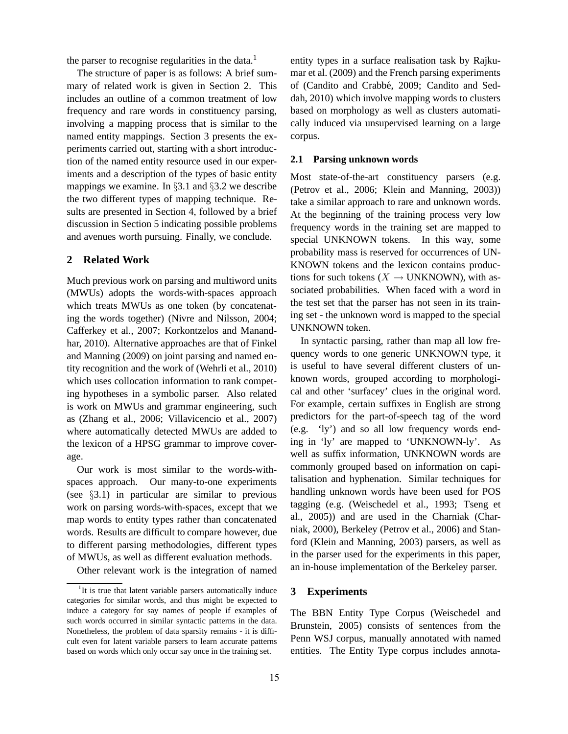the parser to recognise regularities in the data.[1]

The structure of paper is as follows: A brief summary of related work is given in Section 2. This includes an outline of a common treatment of low frequency and rare words in constituency parsing, involving a mapping process that is similar to the named entity mappings. Section 3 presents the experiments carried out, starting with a short introduction of the named entity resource used in our experiments and a description of the types of basic entity mappings we examine. In §3.1 and §3.2 we describe the two different types of mapping technique. Results are presented in Section 4, followed by a brief discussion in Section 5 indicating possible problems and avenues worth pursuing. Finally, we conclude.

## 2 Related Work

Much previous work on parsing and multiword units (MWUs) adopts the words-with-spaces approach which treats MWUs as one token (by concatenating the words together) (Nivre and Nilsson, 2004; Cafferkey et al., 2007; Korkontzelos and Manandhar, 2010). Alternative approaches are that of Finkel and Manning (2009) on joint parsing and named entity recognition and the work of (Wehrli et al., 2010) which uses collocation information to rank competing hypotheses in a symbolic parser. Also related is work on MWUs and grammar engineering, such as (Zhang et al., 2006; Villavicencio et al., 2007) where automatically detected MWUs are added to the lexicon of a HPSG grammar to improve coverage.

Our work is most similar to the words-with-spaces approach. Our many-to-one experiments (see §3.1) in particular are similar to previous work on parsing words-with-spaces, except that we map words to entity types rather than concatenated words. Results are difficult to compare however, due to different parsing methodologies, different types of MWUs, as well as different evaluation methods.

Other relevant work is the integration of named entity types in a surface realisation task by Rajkumar et al. (2009) and the French parsing experiments of (Candito and Crabbé, 2009; Candito and Seddah, 2010) which involve mapping words to clusters based on morphology as well as clusters automatically induced via unsupervised learning on a large corpus.

### 2.1 Parsing unknown words

Most state-of-the-art constituency parsers (e.g. (Petrov et al., 2006; Klein and Manning, 2003)) take a similar approach to rare and unknown words. At the beginning of the training process very low frequency words in the training set are mapped to special UNKNOWN tokens. In this way, some probability mass is reserved for occurrences of UNKNOWN tokens and the lexicon contains productions for such tokens ($X \rightarrow$ UNKNOWN), with associated probabilities. When faced with a word in the test set that the parser has not seen in its training set - the unknown word is mapped to the special UNKNOWN token.

In syntactic parsing, rather than map all low frequency words to one generic UNKNOWN type, it is useful to have several different clusters of unknown words, grouped according to morphological and other 'surfacey' clues in the original word. For example, certain suffixes in English are strong predictors for the part-of-speech tag of the word (e.g. 'ly') and so all low frequency words ending in 'ly' are mapped to 'UNKNOWN-ly'. As well as suffix information, UNKNOWN words are commonly grouped based on information on capitalisation and hyphenation. Similar techniques for handling unknown words have been used for POS tagging (e.g. (Weischedel et al., 1993; Tseng et al., 2005)) and are used in the Charniak (Charniak, 2000), Berkeley (Petrov et al., 2006) and Stanford (Klein and Manning, 2003) parsers, as well as in the parser used for the experiments in this paper, an in-house implementation of the Berkeley parser.

## 3 Experiments

The BBN Entity Type Corpus (Weischedel and Brunstein, 2005) consists of sentences from the Penn WSJ corpus, manually annotated with named entities. The Entity Type corpus includes annota-

[1] It is true that latent variable parsers automatically induce categories for similar words, and thus might be expected to induce a category for say names of people if examples of such words occurred in similar syntactic patterns in the data. Nonetheless, the problem of data sparsity remains - it is difficult even for latent variable parsers to learn accurate patterns based on words which only occur say once in the training set.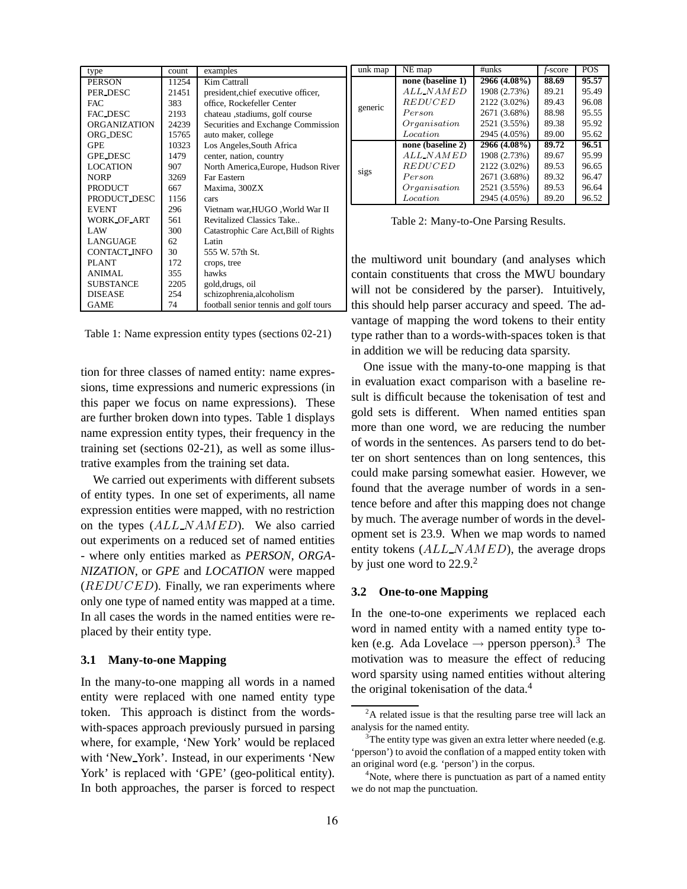| type | count | examples |
| --- | --- | --- |
| PERSON | 11254 | Kim Cattrall |
| PER_DESC | 21451 | president,chief executive officer, |
| FAC | 383 | office, Rockefeller Center |
| FAC_DESC | 2193 | chateau ,stadiums, golf course |
| ORGANIZATION | 24239 | Securities and Exchange Commission |
| ORG_DESC | 15765 | auto maker, college |
| GPE | 10323 | Los Angeles,South Africa |
| GPE_DESC | 1479 | center, nation, country |
| LOCATION | 907 | North America,Europe, Hudson River |
| NORP | 3269 | Far Eastern |
| PRODUCT | 667 | Maxima, 300ZX |
| PRODUCT_DESC | 1156 | cars |
| EVENT | 296 | Vietnam war,HUGO ,World War II |
| WORK_OF_ART | 561 | Revitalized Classics Take.. |
| LAW | 300 | Catastrophic Care Act,Bill of Rights |
| LANGUAGE | 62 | Latin |
| CONTACT_INFO | 30 | 555 W. 57th St. |
| PLANT | 172 | crops, tree |
| ANIMAL | 355 | hawks |
| SUBSTANCE | 2205 | gold,drugs, oil |
| DISEASE | 254 | schizophrenia,alcoholism |
| GAME | 74 | football senior tennis and golf tours |

Table 1: Name expression entity types (sections 02-21)

tion for three classes of named entity: name expressions, time expressions and numeric expressions (in this paper we focus on name expressions). These are further broken down into types. Table 1 displays name expression entity types, their frequency in the training set (sections 02-21), as well as some illustrative examples from the training set data.

We carried out experiments with different subsets of entity types. In one set of experiments, all name expression entities were mapped, with no restriction on the types ($ALL\_NAMED$). We also carried out experiments on a reduced set of named entities - where only entities marked as *PERSON*, *ORGANIZATION*, or *GPE* and *LOCATION* were mapped ($REDUCED$). Finally, we ran experiments where only one type of named entity was mapped at a time. In all cases the words in the named entities were replaced by their entity type.

### 3.1 Many-to-one Mapping

In the many-to-one mapping all words in a named entity were replaced with one named entity type token. This approach is distinct from the words-with-spaces approach previously pursued in parsing where, for example, 'New York' would be replaced with 'New_York'. Instead, in our experiments 'New York' is replaced with 'GPE' (geo-political entity). In both approaches, the parser is forced to respect the multiword unit boundary (and analyses which contain constituents that cross the MWU boundary will not be considered by the parser). Intuitively, this should help parser accuracy and speed. The advantage of mapping the word tokens to their entity type rather than to a words-with-spaces token is that in addition we will be reducing data sparsity.

| unk map | NE map | #unks | *f*-score | POS |
| --- | --- | --- | --- | --- |
| generic | **none (baseline 1)** | **2966 (4.08%)** | **88.69** | **95.57** |
| | $ALL\_NAMED$ | 1908 (2.73%) | 89.21 | 95.49 |
| | $REDUCED$ | 2122 (3.02%) | 89.43 | 96.08 |
| | $Person$ | 2671 (3.68%) | 88.98 | 95.55 |
| | $Organisation$ | 2521 (3.55%) | 89.38 | 95.92 |
| | $Location$ | 2945 (4.05%) | 89.00 | 95.62 |
| sigs | **none (baseline 2)** | **2966 (4.08%)** | **89.72** | **96.51** |
| | $ALL\_NAMED$ | 1908 (2.73%) | 89.67 | 95.99 |
| | $REDUCED$ | 2122 (3.02%) | 89.53 | 96.65 |
| | $Person$ | 2671 (3.68%) | 89.32 | 96.47 |
| | $Organisation$ | 2521 (3.55%) | 89.53 | 96.64 |
| | $Location$ | 2945 (4.05%) | 89.20 | 96.52 |

Table 2: Many-to-One Parsing Results.

One issue with the many-to-one mapping is that in evaluation exact comparison with a baseline result is difficult because the tokenisation of test and gold sets is different. When named entities span more than one word, we are reducing the number of words in the sentences. As parsers tend to do better on short sentences than on long sentences, this could make parsing somewhat easier. However, we found that the average number of words in a sentence before and after this mapping does not change by much. The average number of words in the development set is 23.9. When we map words to named entity tokens ($ALL\_NAMED$), the average drops by just one word to 22.9.[2]

### 3.2 One-to-one Mapping

In the one-to-one experiments we replaced each word in named entity with a named entity type token (e.g. Ada Lovelace → pperson pperson).[3] The motivation was to measure the effect of reducing word sparsity using named entities without altering the original tokenisation of the data.[4]

[2] A related issue is that the resulting parse tree will lack an analysis for the named entity.

[3] The entity type was given an extra letter where needed (e.g. 'pperson') to avoid the conflation of a mapped entity token with an original word (e.g. 'person') in the corpus.

[4] Note, where there is punctuation as part of a named entity we do not map the punctuation.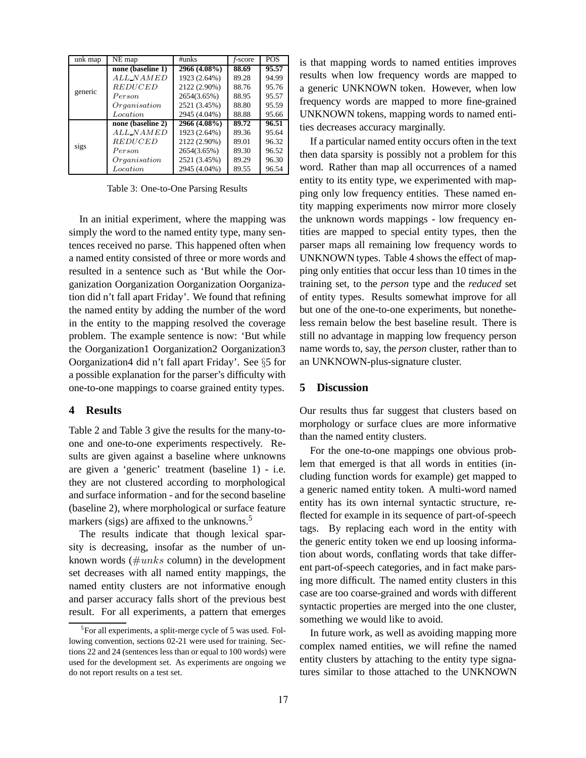| unk map | NE map | #unks | f-score | POS |
|---|---|---|---|---|
| generic | **none (baseline 1)** | **2966 (4.08%)** | **88.69** | **95.57** |
| | $ALL\_NAMED$ | 1923 (2.64%) | 89.28 | 94.99 |
| | $REDUCED$ | 2122 (2.90%) | 88.76 | 95.76 |
| | $Person$ | 2654(3.65%) | 88.95 | 95.57 |
| | $Organisation$ | 2521 (3.45%) | 88.80 | 95.59 |
| | $Location$ | 2945 (4.04%) | 88.88 | 95.66 |
| sigs | **none (baseline 2)** | **2966 (4.08%)** | **89.72** | **96.51** |
| | $ALL\_NAMED$ | 1923 (2.64%) | 89.36 | 95.64 |
| | $REDUCED$ | 2122 (2.90%) | 89.01 | 96.32 |
| | $Person$ | 2654(3.65%) | 89.30 | 96.52 |
| | $Organisation$ | 2521 (3.45%) | 89.29 | 96.30 |
| | $Location$ | 2945 (4.04%) | 89.55 | 96.54 |

Table 3: One-to-One Parsing Results

In an initial experiment, where the mapping was simply the word to the named entity type, many sentences received no parse. This happened often when a named entity consisted of three or more words and resulted in a sentence such as 'But while the Oorganization Oorganization Oorganization Oorganization did n't fall apart Friday'. We found that refining the named entity by adding the number of the word in the entity to the mapping resolved the coverage problem. The example sentence is now: 'But while the Oorganization1 Oorganization2 Oorganization3 Oorganization4 did n't fall apart Friday'. See §5 for a possible explanation for the parser's difficulty with one-to-one mappings to coarse grained entity types.

## 4 Results

Table 2 and Table 3 give the results for the many-to-one and one-to-one experiments respectively. Results are given against a baseline where unknowns are given a 'generic' treatment (baseline 1) - i.e. they are not clustered according to morphological and surface information - and for the second baseline (baseline 2), where morphological or surface feature markers (sigs) are affixed to the unknowns.[5]

The results indicate that though lexical sparsity is decreasing, insofar as the number of unknown words ($\#unks$ column) in the development set decreases with all named entity mappings, the named entity clusters are not informative enough and parser accuracy falls short of the previous best result. For all experiments, a pattern that emerges is that mapping words to named entities improves results when low frequency words are mapped to a generic UNKNOWN token. However, when low frequency words are mapped to more fine-grained UNKNOWN tokens, mapping words to named entities decreases accuracy marginally.

If a particular named entity occurs often in the text then data sparsity is possibly not a problem for this word. Rather than map all occurrences of a named entity to its entity type, we experimented with mapping only low frequency entities. These named entity mapping experiments now mirror more closely the unknown words mappings - low frequency entities are mapped to special entity types, then the parser maps all remaining low frequency words to UNKNOWN types. Table 4 shows the effect of mapping only entities that occur less than 10 times in the training set, to the *person* type and the *reduced* set of entity types. Results somewhat improve for all but one of the one-to-one experiments, but nonetheless remain below the best baseline result. There is still no advantage in mapping low frequency person name words to, say, the *person* cluster, rather than to an UNKNOWN-plus-signature cluster.

## 5 Discussion

Our results thus far suggest that clusters based on morphology or surface clues are more informative than the named entity clusters.

For the one-to-one mappings one obvious problem that emerged is that all words in entities (including function words for example) get mapped to a generic named entity token. A multi-word named entity has its own internal syntactic structure, reflected for example in its sequence of part-of-speech tags. By replacing each word in the entity with the generic entity token we end up loosing information about words, conflating words that take different part-of-speech categories, and in fact make parsing more difficult. The named entity clusters in this case are too coarse-grained and words with different syntactic properties are merged into the one cluster, something we would like to avoid.

In future work, as well as avoiding mapping more complex named entities, we will refine the named entity clusters by attaching to the entity type signatures similar to those attached to the UNKNOWN

[5] For all experiments, a split-merge cycle of 5 was used. Following convention, sections 02-21 were used for training. Sections 22 and 24 (sentences less than or equal to 100 words) were used for the development set. As experiments are ongoing we do not report results on a test set.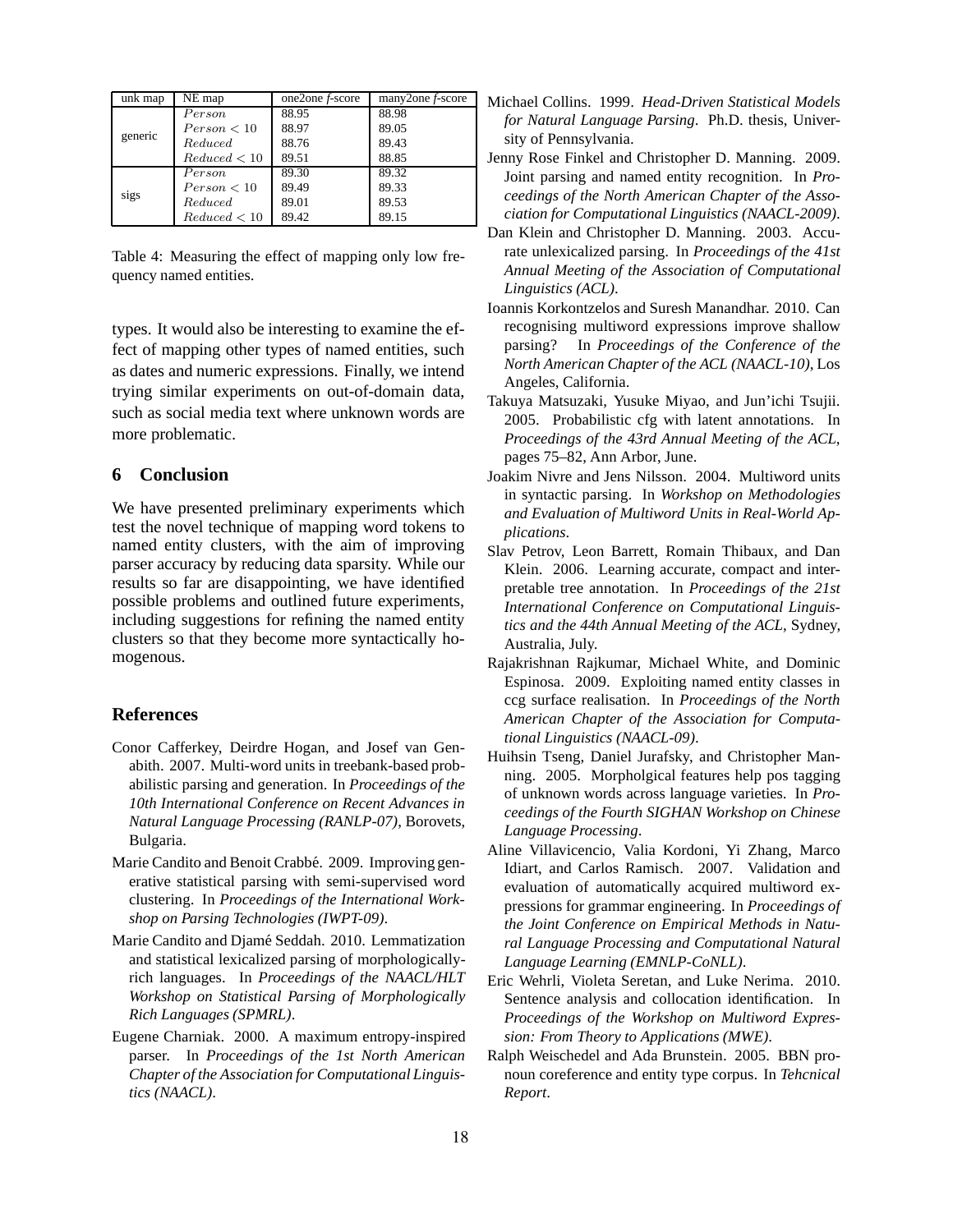| unk map | NE map | one2one *f*-score | many2one *f*-score |
|---|---|---|---|
| generic | $Person$ | 88.95 | 88.98 |
| | $Person < 10$ | 88.97 | 89.05 |
| | $Reduced$ | 88.76 | 89.43 |
| | $Reduced < 10$ | 89.51 | 88.85 |
| sigs | $Person$ | 89.30 | 89.32 |
| | $Person < 10$ | 89.49 | 89.33 |
| | $Reduced$ | 89.01 | 89.53 |
| | $Reduced < 10$ | 89.42 | 89.15 |

Table 4: Measuring the effect of mapping only low frequency named entities.

types. It would also be interesting to examine the effect of mapping other types of named entities, such as dates and numeric expressions. Finally, we intend trying similar experiments on out-of-domain data, such as social media text where unknown words are more problematic.

## 6 Conclusion

We have presented preliminary experiments which test the novel technique of mapping word tokens to named entity clusters, with the aim of improving parser accuracy by reducing data sparsity. While our results so far are disappointing, we have identified possible problems and outlined future experiments, including suggestions for refining the named entity clusters so that they become more syntactically homogenous.

## References

Conor Cafferkey, Deirdre Hogan, and Josef van Genabith. 2007. Multi-word units in treebank-based probabilistic parsing and generation. In *Proceedings of the 10th International Conference on Recent Advances in Natural Language Processing (RANLP-07)*, Borovets, Bulgaria.

Marie Candito and Benoit Crabbé. 2009. Improving generative statistical parsing with semi-supervised word clustering. In *Proceedings of the International Workshop on Parsing Technologies (IWPT-09)*.

Marie Candito and Djamé Seddah. 2010. Lemmatization and statistical lexicalized parsing of morphologically-rich languages. In *Proceedings of the NAACL/HLT Workshop on Statistical Parsing of Morphologically Rich Languages (SPMRL)*.

Eugene Charniak. 2000. A maximum entropy-inspired parser. In *Proceedings of the 1st North American Chapter of the Association for Computational Linguistics (NAACL)*.

Michael Collins. 1999. *Head-Driven Statistical Models for Natural Language Parsing*. Ph.D. thesis, University of Pennsylvania.

Jenny Rose Finkel and Christopher D. Manning. 2009. Joint parsing and named entity recognition. In *Proceedings of the North American Chapter of the Association for Computational Linguistics (NAACL-2009)*.

Dan Klein and Christopher D. Manning. 2003. Accurate unlexicalized parsing. In *Proceedings of the 41st Annual Meeting of the Association of Computational Linguistics (ACL)*.

Ioannis Korkontzelos and Suresh Manandhar. 2010. Can recognising multiword expressions improve shallow parsing? In *Proceedings of the Conference of the North American Chapter of the ACL (NAACL-10)*, Los Angeles, California.

Takuya Matsuzaki, Yusuke Miyao, and Jun'ichi Tsujii. 2005. Probabilistic cfg with latent annotations. In *Proceedings of the 43rd Annual Meeting of the ACL*, pages 75–82, Ann Arbor, June.

Joakim Nivre and Jens Nilsson. 2004. Multiword units in syntactic parsing. In *Workshop on Methodologies and Evaluation of Multiword Units in Real-World Applications*.

Slav Petrov, Leon Barrett, Romain Thibaux, and Dan Klein. 2006. Learning accurate, compact and interpretable tree annotation. In *Proceedings of the 21st International Conference on Computational Linguistics and the 44th Annual Meeting of the ACL*, Sydney, Australia, July.

Rajakrishnan Rajkumar, Michael White, and Dominic Espinosa. 2009. Exploiting named entity classes in ccg surface realisation. In *Proceedings of the North American Chapter of the Association for Computational Linguistics (NAACL-09)*.

Huihsin Tseng, Daniel Jurafsky, and Christopher Manning. 2005. Morpholgical features help pos tagging of unknown words across language varieties. In *Proceedings of the Fourth SIGHAN Workshop on Chinese Language Processing*.

Aline Villavicencio, Valia Kordoni, Yi Zhang, Marco Idiart, and Carlos Ramisch. 2007. Validation and evaluation of automatically acquired multiword expressions for grammar engineering. In *Proceedings of the Joint Conference on Empirical Methods in Natural Language Processing and Computational Natural Language Learning (EMNLP-CoNLL)*.

Eric Wehrli, Violeta Seretan, and Luke Nerima. 2010. Sentence analysis and collocation identification. In *Proceedings of the Workshop on Multiword Expression: From Theory to Applications (MWE)*.

Ralph Weischedel and Ada Brunstein. 2005. BBN pronoun coreference and entity type corpus. In *Tehcnical Report*.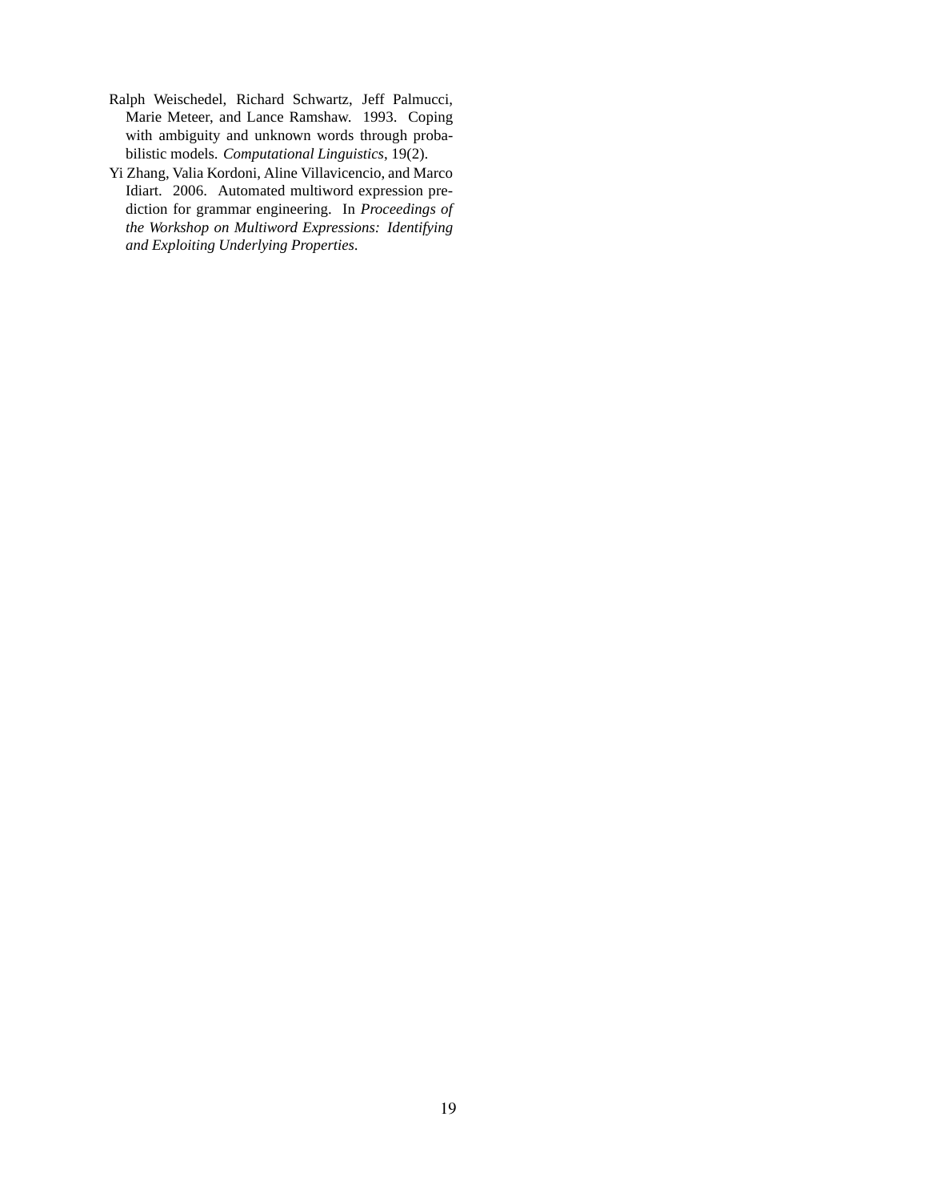Ralph Weischedel, Richard Schwartz, Jeff Palmucci, Marie Meteer, and Lance Ramshaw. 1993. Coping with ambiguity and unknown words through probabilistic models. *Computational Linguistics*, 19(2).

Yi Zhang, Valia Kordoni, Aline Villavicencio, and Marco Idiart. 2006. Automated multiword expression prediction for grammar engineering. In *Proceedings of the Workshop on Multiword Expressions: Identifying and Exploiting Underlying Properties*.